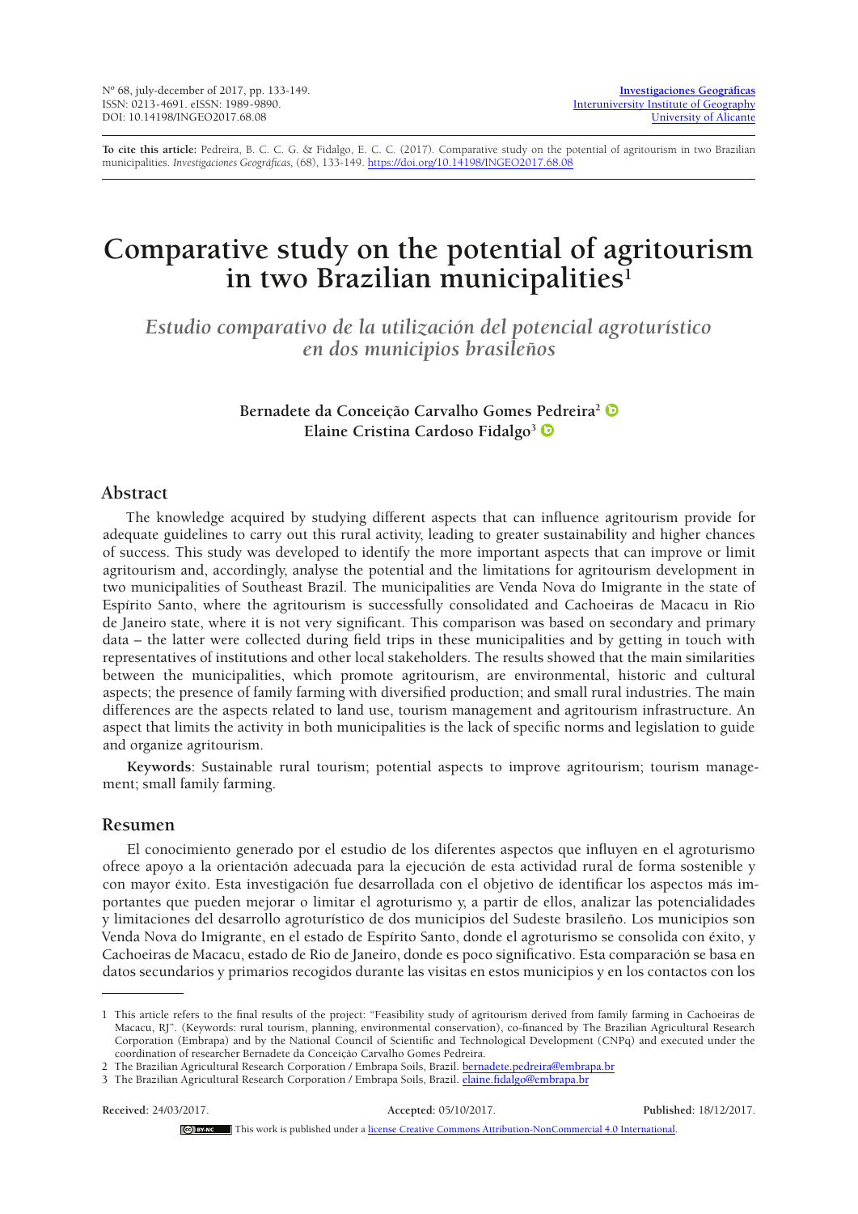Nº 68, july-december of 2017, pp. 133-149.
ISSN: 0213-4691. eISSN: 1989-9890.
DOI: 10.14198/INGEO2017.68.08

Investigaciones Geográficas
Interuniversity Institute of Geography
University of Alicante

**To cite this article:** Pedreira, B. C. C. G. & Fidalgo, E. C. C. (2017). Comparative study on the potential of agritourism in two Brazilian municipalities. *Investigaciones Geográficas,* (68), 133-149. https://doi.org/10.14198/INGEO2017.68.08

# Comparative study on the potential of agritourism in two Brazilian municipalities[1]

## *Estudio comparativo de la utilización del potencial agroturístico en dos municipios brasileños*

**Bernadete da Conceição Carvalho Gomes Pedreira[2]**
**Elaine Cristina Cardoso Fidalgo[3]**

## Abstract

The knowledge acquired by studying different aspects that can influence agritourism provide for adequate guidelines to carry out this rural activity, leading to greater sustainability and higher chances of success. This study was developed to identify the more important aspects that can improve or limit agritourism and, accordingly, analyse the potential and the limitations for agritourism development in two municipalities of Southeast Brazil. The municipalities are Venda Nova do Imigrante in the state of Espírito Santo, where the agritourism is successfully consolidated and Cachoeiras de Macacu in Rio de Janeiro state, where it is not very significant. This comparison was based on secondary and primary data – the latter were collected during field trips in these municipalities and by getting in touch with representatives of institutions and other local stakeholders. The results showed that the main similarities between the municipalities, which promote agritourism, are environmental, historic and cultural aspects; the presence of family farming with diversified production; and small rural industries. The main differences are the aspects related to land use, tourism management and agritourism infrastructure. An aspect that limits the activity in both municipalities is the lack of specific norms and legislation to guide and organize agritourism.

**Keywords**: Sustainable rural tourism; potential aspects to improve agritourism; tourism management; small family farming.

## Resumen

El conocimiento generado por el estudio de los diferentes aspectos que influyen en el agroturismo ofrece apoyo a la orientación adecuada para la ejecución de esta actividad rural de forma sostenible y con mayor éxito. Esta investigación fue desarrollada con el objetivo de identificar los aspectos más importantes que pueden mejorar o limitar el agroturismo y, a partir de ellos, analizar las potencialidades y limitaciones del desarrollo agroturístico de dos municipios del Sudeste brasileño. Los municipios son Venda Nova do Imigrante, en el estado de Espírito Santo, donde el agroturismo se consolida con éxito, y Cachoeiras de Macacu, estado de Rio de Janeiro, donde es poco significativo. Esta comparación se basa en datos secundarios y primarios recogidos durante las visitas en estos municipios y en los contactos con los

---

1 This article refers to the final results of the project: "Feasibility study of agritourism derived from family farming in Cachoeiras de Macacu, RJ". (Keywords: rural tourism, planning, environmental conservation), co-financed by The Brazilian Agricultural Research Corporation (Embrapa) and by the National Council of Scientific and Technological Development (CNPq) and executed under the coordination of researcher Bernadete da Conceição Carvalho Gomes Pedreira.

2 The Brazilian Agricultural Research Corporation / Embrapa Soils, Brazil. bernadete.pedreira@embrapa.br

3 The Brazilian Agricultural Research Corporation / Embrapa Soils, Brazil. elaine.fidalgo@embrapa.br

**Received:** 24/03/2017. **Accepted:** 05/10/2017. **Published:** 18/12/2017.

This work is published under a license Creative Commons Attribution-NonCommercial 4.0 International.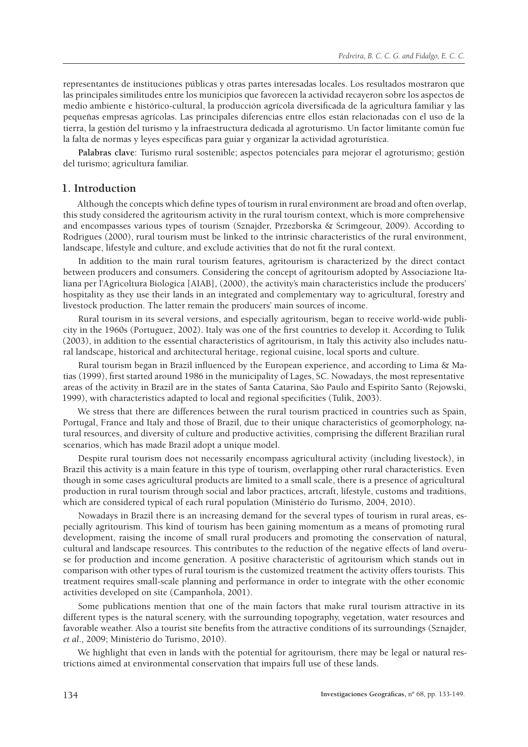representantes de instituciones públicas y otras partes interesadas locales. Los resultados mostraron que las principales similitudes entre los municipios que favorecen la actividad recayeron sobre los aspectos de medio ambiente e histórico-cultural, la producción agrícola diversificada de la agricultura familiar y las pequeñas empresas agrícolas. Las principales diferencias entre ellos están relacionadas con el uso de la tierra, la gestión del turismo y la infraestructura dedicada al agroturismo. Un factor limitante común fue la falta de normas y leyes específicas para guiar y organizar la actividad agroturística.

**Palabras clave**: Turismo rural sostenible; aspectos potenciales para mejorar el agroturismo; gestión del turismo; agricultura familiar.

## 1. Introduction

Although the concepts which define types of tourism in rural environment are broad and often overlap, this study considered the agritourism activity in the rural tourism context, which is more comprehensive and encompasses various types of tourism (Sznajder, Przezborska & Scrimgeour, 2009). According to Rodrigues (2000), rural tourism must be linked to the intrinsic characteristics of the rural environment, landscape, lifestyle and culture, and exclude activities that do not fit the rural context.

In addition to the main rural tourism features, agritourism is characterized by the direct contact between producers and consumers. Considering the concept of agritourism adopted by Associazione Italiana per l'Agricoltura Biologica [AIAB], (2000), the activity's main characteristics include the producers' hospitality as they use their lands in an integrated and complementary way to agricultural, forestry and livestock production. The latter remain the producers' main sources of income.

Rural tourism in its several versions, and especially agritourism, began to receive world-wide publicity in the 1960s (Portuguez, 2002). Italy was one of the first countries to develop it. According to Tulik (2003), in addition to the essential characteristics of agritourism, in Italy this activity also includes natural landscape, historical and architectural heritage, regional cuisine, local sports and culture.

Rural tourism began in Brazil influenced by the European experience, and according to Lima & Matias (1999), first started around 1986 in the municipality of Lages, SC. Nowadays, the most representative areas of the activity in Brazil are in the states of Santa Catarina, São Paulo and Espírito Santo (Rejowski, 1999), with characteristics adapted to local and regional specificities (Tulik, 2003).

We stress that there are differences between the rural tourism practiced in countries such as Spain, Portugal, France and Italy and those of Brazil, due to their unique characteristics of geomorphology, natural resources, and diversity of culture and productive activities, comprising the different Brazilian rural scenarios, which has made Brazil adopt a unique model.

Despite rural tourism does not necessarily encompass agricultural activity (including livestock), in Brazil this activity is a main feature in this type of tourism, overlapping other rural characteristics. Even though in some cases agricultural products are limited to a small scale, there is a presence of agricultural production in rural tourism through social and labor practices, artcraft, lifestyle, customs and traditions, which are considered typical of each rural population (Ministério do Turismo, 2004, 2010).

Nowadays in Brazil there is an increasing demand for the several types of tourism in rural areas, especially agritourism. This kind of tourism has been gaining momentum as a means of promoting rural development, raising the income of small rural producers and promoting the conservation of natural, cultural and landscape resources. This contributes to the reduction of the negative effects of land overuse for production and income generation. A positive characteristic of agritourism which stands out in comparison with other types of rural tourism is the customized treatment the activity offers tourists. This treatment requires small-scale planning and performance in order to integrate with the other economic activities developed on site (Campanhola, 2001).

Some publications mention that one of the main factors that make rural tourism attractive in its different types is the natural scenery, with the surrounding topography, vegetation, water resources and favorable weather. Also a tourist site benefits from the attractive conditions of its surroundings (Sznajder, *et al.*, 2009; Ministério do Turismo, 2010).

We highlight that even in lands with the potential for agritourism, there may be legal or natural restrictions aimed at environmental conservation that impairs full use of these lands.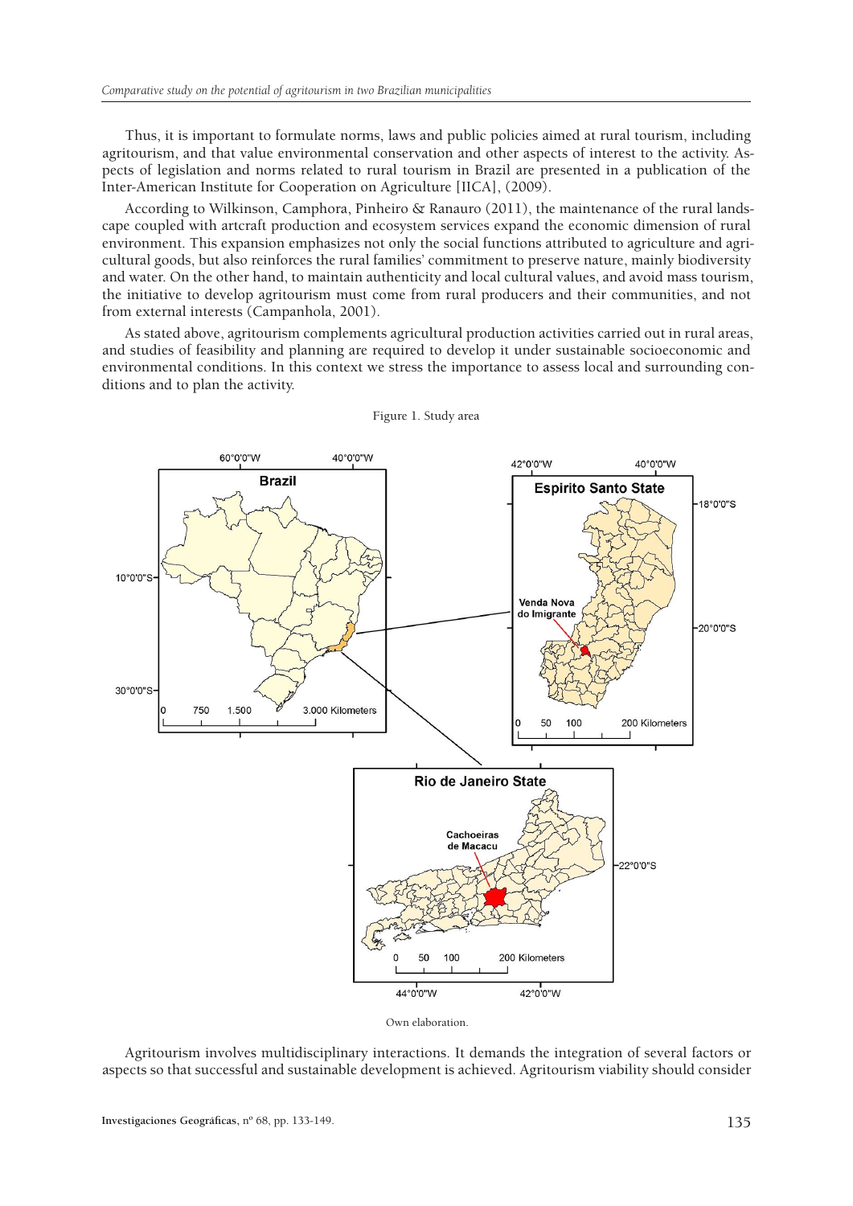Thus, it is important to formulate norms, laws and public policies aimed at rural tourism, including agritourism, and that value environmental conservation and other aspects of interest to the activity. Aspects of legislation and norms related to rural tourism in Brazil are presented in a publication of the Inter-American Institute for Cooperation on Agriculture [IICA], (2009).

According to Wilkinson, Camphora, Pinheiro & Ranauro (2011), the maintenance of the rural landscape coupled with artcraft production and ecosystem services expand the economic dimension of rural environment. This expansion emphasizes not only the social functions attributed to agriculture and agricultural goods, but also reinforces the rural families' commitment to preserve nature, mainly biodiversity and water. On the other hand, to maintain authenticity and local cultural values, and avoid mass tourism, the initiative to develop agritourism must come from rural producers and their communities, and not from external interests (Campanhola, 2001).

As stated above, agritourism complements agricultural production activities carried out in rural areas, and studies of feasibility and planning are required to develop it under sustainable socioeconomic and environmental conditions. In this context we stress the importance to assess local and surrounding conditions and to plan the activity.

Figure 1. Study area

Own elaboration.

Agritourism involves multidisciplinary interactions. It demands the integration of several factors or aspects so that successful and sustainable development is achieved. Agritourism viability should consider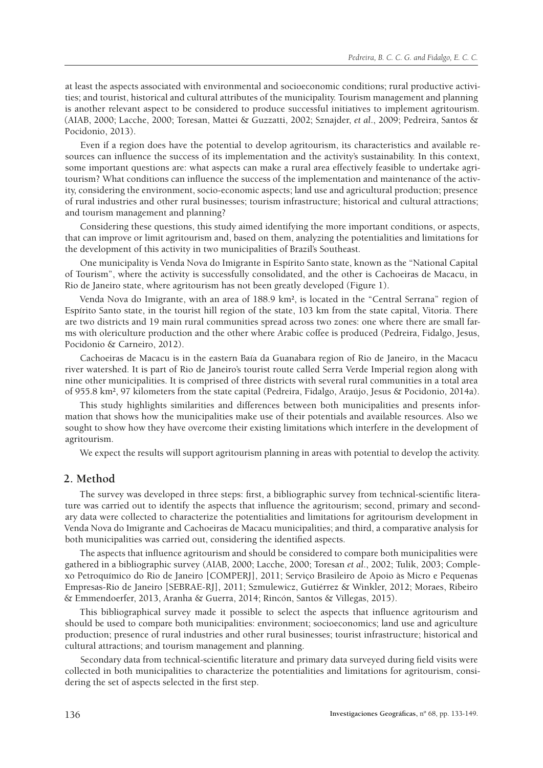at least the aspects associated with environmental and socioeconomic conditions; rural productive activities; and tourist, historical and cultural attributes of the municipality. Tourism management and planning is another relevant aspect to be considered to produce successful initiatives to implement agritourism. (AIAB, 2000; Lacche, 2000; Toresan, Mattei & Guzzatti, 2002; Sznajder, *et al*., 2009; Pedreira, Santos & Pocidonio, 2013).

Even if a region does have the potential to develop agritourism, its characteristics and available resources can influence the success of its implementation and the activity's sustainability. In this context, some important questions are: what aspects can make a rural area effectively feasible to undertake agritourism? What conditions can influence the success of the implementation and maintenance of the activity, considering the environment, socio-economic aspects; land use and agricultural production; presence of rural industries and other rural businesses; tourism infrastructure; historical and cultural attractions; and tourism management and planning?

Considering these questions, this study aimed identifying the more important conditions, or aspects, that can improve or limit agritourism and, based on them, analyzing the potentialities and limitations for the development of this activity in two municipalities of Brazil's Southeast.

One municipality is Venda Nova do Imigrante in Espírito Santo state, known as the "National Capital of Tourism", where the activity is successfully consolidated, and the other is Cachoeiras de Macacu, in Rio de Janeiro state, where agritourism has not been greatly developed (Figure 1).

Venda Nova do Imigrante, with an area of 188.9 km², is located in the "Central Serrana" region of Espírito Santo state, in the tourist hill region of the state, 103 km from the state capital, Vitoria. There are two districts and 19 main rural communities spread across two zones: one where there are small farms with olericulture production and the other where Arabic coffee is produced (Pedreira, Fidalgo, Jesus, Pocidonio & Carneiro, 2012).

Cachoeiras de Macacu is in the eastern Baía da Guanabara region of Rio de Janeiro, in the Macacu river watershed. It is part of Rio de Janeiro's tourist route called Serra Verde Imperial region along with nine other municipalities. It is comprised of three districts with several rural communities in a total area of 955.8 km², 97 kilometers from the state capital (Pedreira, Fidalgo, Araújo, Jesus & Pocidonio, 2014a).

This study highlights similarities and differences between both municipalities and presents information that shows how the municipalities make use of their potentials and available resources. Also we sought to show how they have overcome their existing limitations which interfere in the development of agritourism.

We expect the results will support agritourism planning in areas with potential to develop the activity.

## 2. Method

The survey was developed in three steps: first, a bibliographic survey from technical-scientific literature was carried out to identify the aspects that influence the agritourism; second, primary and secondary data were collected to characterize the potentialities and limitations for agritourism development in Venda Nova do Imigrante and Cachoeiras de Macacu municipalities; and third, a comparative analysis for both municipalities was carried out, considering the identified aspects.

The aspects that influence agritourism and should be considered to compare both municipalities were gathered in a bibliographic survey (AIAB, 2000; Lacche, 2000; Toresan *et al*., 2002; Tulik, 2003; Complexo Petroquímico do Rio de Janeiro [COMPERJ], 2011; Serviço Brasileiro de Apoio às Micro e Pequenas Empresas-Rio de Janeiro [SEBRAE-RJ], 2011; Szmulewicz, Gutiérrez & Winkler, 2012; Moraes, Ribeiro & Emmendoerfer, 2013, Aranha & Guerra, 2014; Rincón, Santos & Villegas, 2015).

This bibliographical survey made it possible to select the aspects that influence agritourism and should be used to compare both municipalities: environment; socioeconomics; land use and agriculture production; presence of rural industries and other rural businesses; tourist infrastructure; historical and cultural attractions; and tourism management and planning.

Secondary data from technical-scientific literature and primary data surveyed during field visits were collected in both municipalities to characterize the potentialities and limitations for agritourism, considering the set of aspects selected in the first step.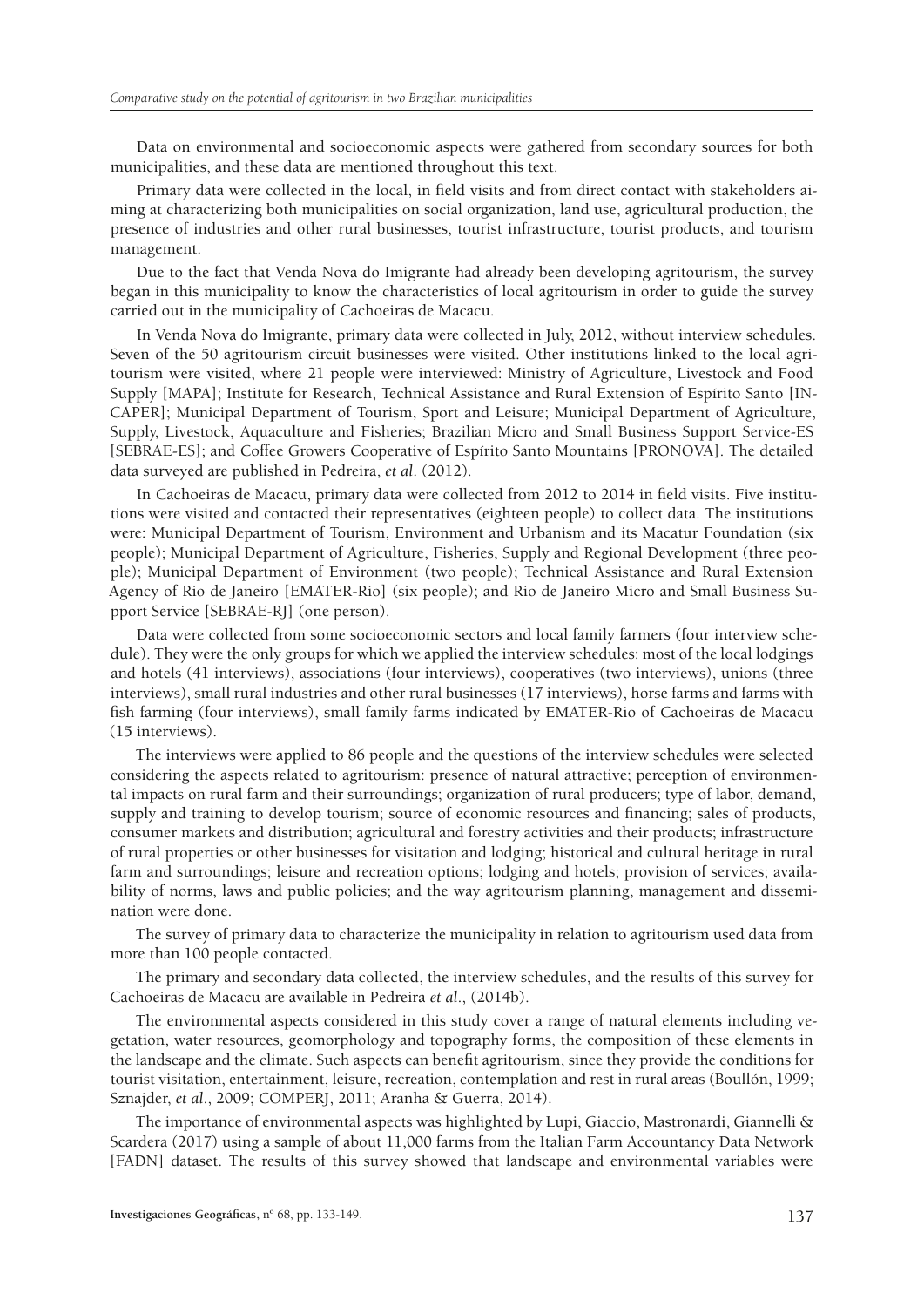Data on environmental and socioeconomic aspects were gathered from secondary sources for both municipalities, and these data are mentioned throughout this text.

Primary data were collected in the local, in field visits and from direct contact with stakeholders aiming at characterizing both municipalities on social organization, land use, agricultural production, the presence of industries and other rural businesses, tourist infrastructure, tourist products, and tourism management.

Due to the fact that Venda Nova do Imigrante had already been developing agritourism, the survey began in this municipality to know the characteristics of local agritourism in order to guide the survey carried out in the municipality of Cachoeiras de Macacu.

In Venda Nova do Imigrante, primary data were collected in July, 2012, without interview schedules. Seven of the 50 agritourism circuit businesses were visited. Other institutions linked to the local agritourism were visited, where 21 people were interviewed: Ministry of Agriculture, Livestock and Food Supply [MAPA]; Institute for Research, Technical Assistance and Rural Extension of Espírito Santo [INCAPER]; Municipal Department of Tourism, Sport and Leisure; Municipal Department of Agriculture, Supply, Livestock, Aquaculture and Fisheries; Brazilian Micro and Small Business Support Service-ES [SEBRAE-ES]; and Coffee Growers Cooperative of Espírito Santo Mountains [PRONOVA]. The detailed data surveyed are published in Pedreira, *et al*. (2012).

In Cachoeiras de Macacu, primary data were collected from 2012 to 2014 in field visits. Five institutions were visited and contacted their representatives (eighteen people) to collect data. The institutions were: Municipal Department of Tourism, Environment and Urbanism and its Macatur Foundation (six people); Municipal Department of Agriculture, Fisheries, Supply and Regional Development (three people); Municipal Department of Environment (two people); Technical Assistance and Rural Extension Agency of Rio de Janeiro [EMATER-Rio] (six people); and Rio de Janeiro Micro and Small Business Support Service [SEBRAE-RJ] (one person).

Data were collected from some socioeconomic sectors and local family farmers (four interview schedule). They were the only groups for which we applied the interview schedules: most of the local lodgings and hotels (41 interviews), associations (four interviews), cooperatives (two interviews), unions (three interviews), small rural industries and other rural businesses (17 interviews), horse farms and farms with fish farming (four interviews), small family farms indicated by EMATER-Rio of Cachoeiras de Macacu (15 interviews).

The interviews were applied to 86 people and the questions of the interview schedules were selected considering the aspects related to agritourism: presence of natural attractive; perception of environmental impacts on rural farm and their surroundings; organization of rural producers; type of labor, demand, supply and training to develop tourism; source of economic resources and financing; sales of products, consumer markets and distribution; agricultural and forestry activities and their products; infrastructure of rural properties or other businesses for visitation and lodging; historical and cultural heritage in rural farm and surroundings; leisure and recreation options; lodging and hotels; provision of services; availability of norms, laws and public policies; and the way agritourism planning, management and dissemination were done.

The survey of primary data to characterize the municipality in relation to agritourism used data from more than 100 people contacted.

The primary and secondary data collected, the interview schedules, and the results of this survey for Cachoeiras de Macacu are available in Pedreira *et al*., (2014b).

The environmental aspects considered in this study cover a range of natural elements including vegetation, water resources, geomorphology and topography forms, the composition of these elements in the landscape and the climate. Such aspects can benefit agritourism, since they provide the conditions for tourist visitation, entertainment, leisure, recreation, contemplation and rest in rural areas (Boullón, 1999; Sznajder, *et al*., 2009; COMPERJ, 2011; Aranha & Guerra, 2014).

The importance of environmental aspects was highlighted by Lupi, Giaccio, Mastronardi, Giannelli & Scardera (2017) using a sample of about 11,000 farms from the Italian Farm Accountancy Data Network [FADN] dataset. The results of this survey showed that landscape and environmental variables were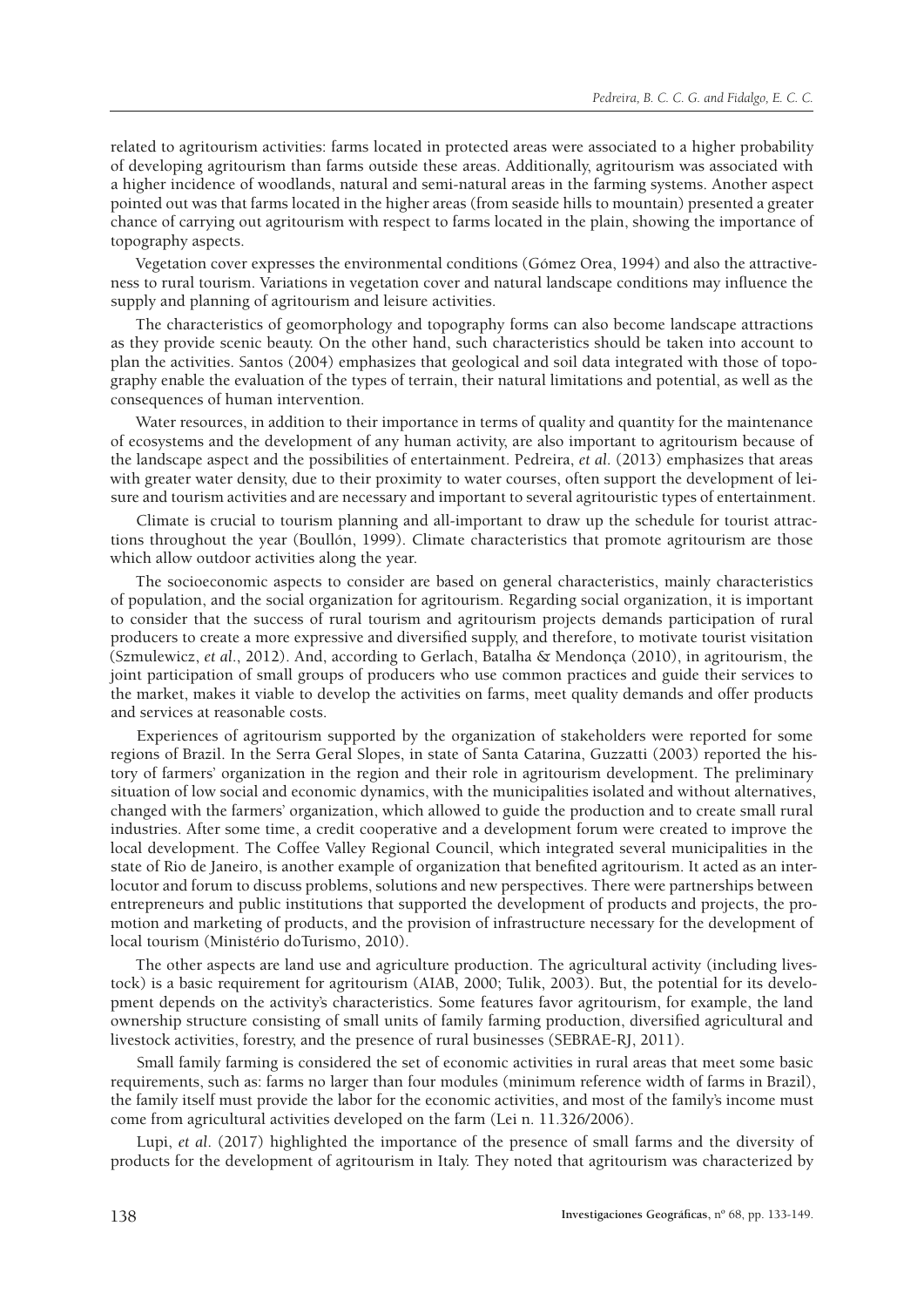related to agritourism activities: farms located in protected areas were associated to a higher probability of developing agritourism than farms outside these areas. Additionally, agritourism was associated with a higher incidence of woodlands, natural and semi-natural areas in the farming systems. Another aspect pointed out was that farms located in the higher areas (from seaside hills to mountain) presented a greater chance of carrying out agritourism with respect to farms located in the plain, showing the importance of topography aspects.

Vegetation cover expresses the environmental conditions (Gómez Orea, 1994) and also the attractiveness to rural tourism. Variations in vegetation cover and natural landscape conditions may influence the supply and planning of agritourism and leisure activities.

The characteristics of geomorphology and topography forms can also become landscape attractions as they provide scenic beauty. On the other hand, such characteristics should be taken into account to plan the activities. Santos (2004) emphasizes that geological and soil data integrated with those of topography enable the evaluation of the types of terrain, their natural limitations and potential, as well as the consequences of human intervention.

Water resources, in addition to their importance in terms of quality and quantity for the maintenance of ecosystems and the development of any human activity, are also important to agritourism because of the landscape aspect and the possibilities of entertainment. Pedreira, *et al.* (2013) emphasizes that areas with greater water density, due to their proximity to water courses, often support the development of leisure and tourism activities and are necessary and important to several agritouristic types of entertainment.

Climate is crucial to tourism planning and all-important to draw up the schedule for tourist attractions throughout the year (Boullón, 1999). Climate characteristics that promote agritourism are those which allow outdoor activities along the year.

The socioeconomic aspects to consider are based on general characteristics, mainly characteristics of population, and the social organization for agritourism. Regarding social organization, it is important to consider that the success of rural tourism and agritourism projects demands participation of rural producers to create a more expressive and diversified supply, and therefore, to motivate tourist visitation (Szmulewicz, *et al.*, 2012). And, according to Gerlach, Batalha & Mendonça (2010), in agritourism, the joint participation of small groups of producers who use common practices and guide their services to the market, makes it viable to develop the activities on farms, meet quality demands and offer products and services at reasonable costs.

Experiences of agritourism supported by the organization of stakeholders were reported for some regions of Brazil. In the Serra Geral Slopes, in state of Santa Catarina, Guzzatti (2003) reported the history of farmers' organization in the region and their role in agritourism development. The preliminary situation of low social and economic dynamics, with the municipalities isolated and without alternatives, changed with the farmers' organization, which allowed to guide the production and to create small rural industries. After some time, a credit cooperative and a development forum were created to improve the local development. The Coffee Valley Regional Council, which integrated several municipalities in the state of Rio de Janeiro, is another example of organization that benefited agritourism. It acted as an interlocutor and forum to discuss problems, solutions and new perspectives. There were partnerships between entrepreneurs and public institutions that supported the development of products and projects, the promotion and marketing of products, and the provision of infrastructure necessary for the development of local tourism (Ministério doTurismo, 2010).

The other aspects are land use and agriculture production. The agricultural activity (including livestock) is a basic requirement for agritourism (AIAB, 2000; Tulik, 2003). But, the potential for its development depends on the activity's characteristics. Some features favor agritourism, for example, the land ownership structure consisting of small units of family farming production, diversified agricultural and livestock activities, forestry, and the presence of rural businesses (SEBRAE-RJ, 2011).

Small family farming is considered the set of economic activities in rural areas that meet some basic requirements, such as: farms no larger than four modules (minimum reference width of farms in Brazil), the family itself must provide the labor for the economic activities, and most of the family's income must come from agricultural activities developed on the farm (Lei n. 11.326/2006).

Lupi, *et al.* (2017) highlighted the importance of the presence of small farms and the diversity of products for the development of agritourism in Italy. They noted that agritourism was characterized by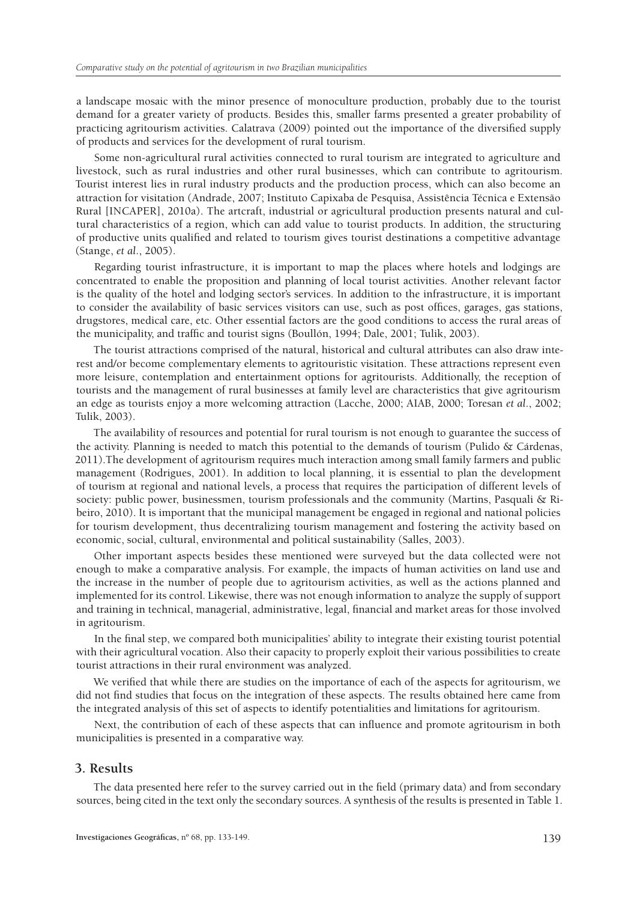a landscape mosaic with the minor presence of monoculture production, probably due to the tourist demand for a greater variety of products. Besides this, smaller farms presented a greater probability of practicing agritourism activities. Calatrava (2009) pointed out the importance of the diversified supply of products and services for the development of rural tourism.

Some non-agricultural rural activities connected to rural tourism are integrated to agriculture and livestock, such as rural industries and other rural businesses, which can contribute to agritourism. Tourist interest lies in rural industry products and the production process, which can also become an attraction for visitation (Andrade, 2007; Instituto Capixaba de Pesquisa, Assistência Técnica e Extensão Rural [INCAPER], 2010a). The artcraft, industrial or agricultural production presents natural and cultural characteristics of a region, which can add value to tourist products. In addition, the structuring of productive units qualified and related to tourism gives tourist destinations a competitive advantage (Stange, *et al*., 2005).

Regarding tourist infrastructure, it is important to map the places where hotels and lodgings are concentrated to enable the proposition and planning of local tourist activities. Another relevant factor is the quality of the hotel and lodging sector's services. In addition to the infrastructure, it is important to consider the availability of basic services visitors can use, such as post offices, garages, gas stations, drugstores, medical care, etc. Other essential factors are the good conditions to access the rural areas of the municipality, and traffic and tourist signs (Boullón, 1994; Dale, 2001; Tulik, 2003).

The tourist attractions comprised of the natural, historical and cultural attributes can also draw interest and/or become complementary elements to agritouristic visitation. These attractions represent even more leisure, contemplation and entertainment options for agritourists. Additionally, the reception of tourists and the management of rural businesses at family level are characteristics that give agritourism an edge as tourists enjoy a more welcoming attraction (Lacche, 2000; AIAB, 2000; Toresan *et al*., 2002; Tulik, 2003).

The availability of resources and potential for rural tourism is not enough to guarantee the success of the activity. Planning is needed to match this potential to the demands of tourism (Pulido & Cárdenas, 2011).The development of agritourism requires much interaction among small family farmers and public management (Rodrigues, 2001). In addition to local planning, it is essential to plan the development of tourism at regional and national levels, a process that requires the participation of different levels of society: public power, businessmen, tourism professionals and the community (Martins, Pasquali & Ribeiro, 2010). It is important that the municipal management be engaged in regional and national policies for tourism development, thus decentralizing tourism management and fostering the activity based on economic, social, cultural, environmental and political sustainability (Salles, 2003).

Other important aspects besides these mentioned were surveyed but the data collected were not enough to make a comparative analysis. For example, the impacts of human activities on land use and the increase in the number of people due to agritourism activities, as well as the actions planned and implemented for its control. Likewise, there was not enough information to analyze the supply of support and training in technical, managerial, administrative, legal, financial and market areas for those involved in agritourism.

In the final step, we compared both municipalities' ability to integrate their existing tourist potential with their agricultural vocation. Also their capacity to properly exploit their various possibilities to create tourist attractions in their rural environment was analyzed.

We verified that while there are studies on the importance of each of the aspects for agritourism, we did not find studies that focus on the integration of these aspects. The results obtained here came from the integrated analysis of this set of aspects to identify potentialities and limitations for agritourism.

Next, the contribution of each of these aspects that can influence and promote agritourism in both municipalities is presented in a comparative way.

## 3. Results

The data presented here refer to the survey carried out in the field (primary data) and from secondary sources, being cited in the text only the secondary sources. A synthesis of the results is presented in Table 1.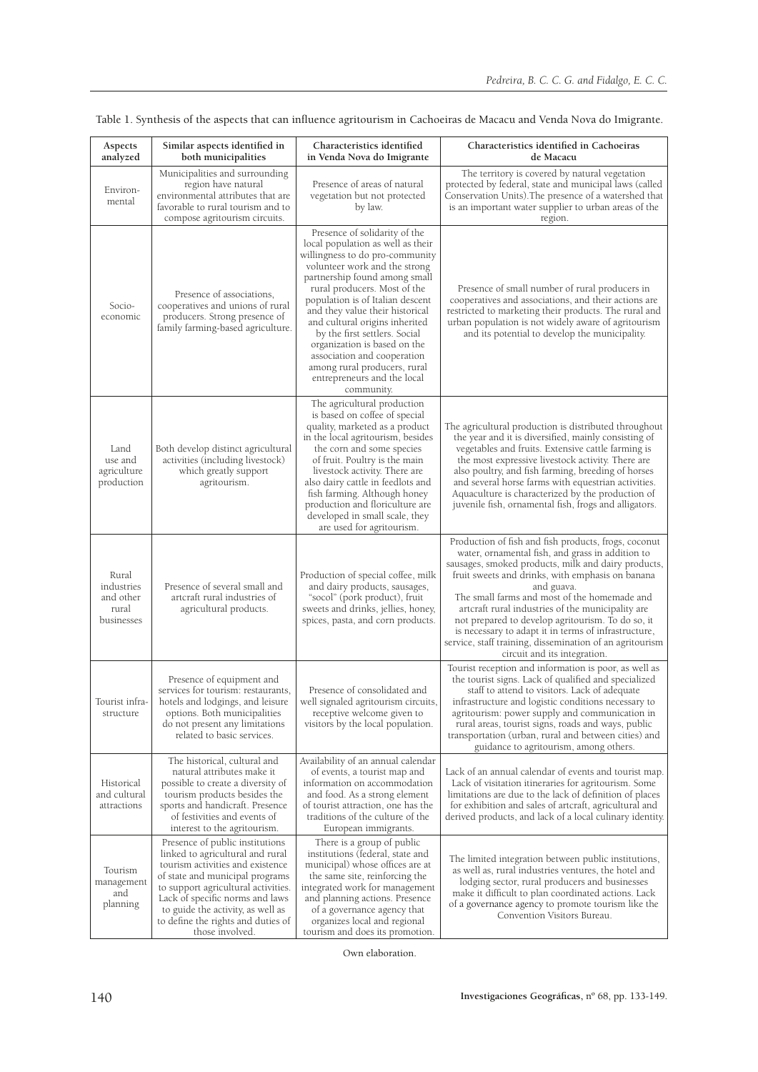Table 1. Synthesis of the aspects that can influence agritourism in Cachoeiras de Macacu and Venda Nova do Imigrante.

| Aspects analyzed | Similar aspects identified in both municipalities | Characteristics identified in Venda Nova do Imigrante | Characteristics identified in Cachoeiras de Macacu |
|---|---|---|---|
| Environmental | Municipalities and surrounding region have natural environmental attributes that are favorable to rural tourism and to compose agritourism circuits. | Presence of areas of natural vegetation but not protected by law. | The territory is covered by natural vegetation protected by federal, state and municipal laws (called Conservation Units).The presence of a watershed that is an important water supplier to urban areas of the region. |
| Socio-economic | Presence of associations, cooperatives and unions of rural producers. Strong presence of family farming-based agriculture. | Presence of solidarity of the local population as well as their willingness to do pro-community volunteer work and the strong partnership found among small rural producers. Most of the population is of Italian descent and they value their historical and cultural origins inherited by the first settlers. Social organization is based on the association and cooperation among rural producers, rural entrepreneurs and the local community. | Presence of small number of rural producers in cooperatives and associations, and their actions are restricted to marketing their products. The rural and urban population is not widely aware of agritourism and its potential to develop the municipality. |
| Land use and agriculture production | Both develop distinct agricultural activities (including livestock) which greatly support agritourism. | The agricultural production is based on coffee of special quality, marketed as a product in the local agritourism, besides the corn and some species of fruit. Poultry is the main livestock activity. There are also dairy cattle in feedlots and fish farming. Although honey production and floriculture are developed in small scale, they are used for agritourism. | The agricultural production is distributed throughout the year and it is diversified, mainly consisting of vegetables and fruits. Extensive cattle farming is the most expressive livestock activity. There are also poultry, and fish farming, breeding of horses and several horse farms with equestrian activities. Aquaculture is characterized by the production of juvenile fish, ornamental fish, frogs and alligators. |
| Rural industries and other rural businesses | Presence of several small and artcraft rural industries of agricultural products. | Production of special coffee, milk and dairy products, sausages, "socol" (pork product), fruit sweets and drinks, jellies, honey, spices, pasta, and corn products. | Production of fish and fish products, frogs, coconut water, ornamental fish, and grass in addition to sausages, smoked products, milk and dairy products, fruit sweets and drinks, with emphasis on banana and guava. The small farms and most of the homemade and artcraft rural industries of the municipality are not prepared to develop agritourism. To do so, it is necessary to adapt it in terms of infrastructure, service, staff training, dissemination of an agritourism circuit and its integration. |
| Tourist infra-structure | Presence of equipment and services for tourism: restaurants, hotels and lodgings, and leisure options. Both municipalities do not present any limitations related to basic services. | Presence of consolidated and well signaled agritourism circuits, receptive welcome given to visitors by the local population. | Tourist reception and information is poor, as well as the tourist signs. Lack of qualified and specialized staff to attend to visitors. Lack of adequate infrastructure and logistic conditions necessary to agritourism: power supply and communication in rural areas, tourist signs, roads and ways, public transportation (urban, rural and between cities) and guidance to agritourism, among others. |
| Historical and cultural attractions | The historical, cultural and natural attributes make it possible to create a diversity of tourism products besides the sports and handicraft. Presence of festivities and events of interest to the agritourism. | Availability of an annual calendar of events, a tourist map and information on accommodation and food. As a strong element of tourist attraction, one has the traditions of the culture of the European immigrants. | Lack of an annual calendar of events and tourist map. Lack of visitation itineraries for agritourism. Some limitations are due to the lack of definition of places for exhibition and sales of artcraft, agricultural and derived products, and lack of a local culinary identity. |
| Tourism management and planning | Presence of public institutions linked to agricultural and rural tourism activities and existence of state and municipal programs to support agricultural activities. Lack of specific norms and laws to guide the activity, as well as to define the rights and duties of those involved. | There is a group of public institutions (federal, state and municipal) whose offices are at the same site, reinforcing the integrated work for management and planning actions. Presence of a governance agency that organizes local and regional tourism and does its promotion. | The limited integration between public institutions, as well as, rural industries ventures, the hotel and lodging sector, rural producers and businesses make it difficult to plan coordinated actions. Lack of a governance agency to promote tourism like the Convention Visitors Bureau. |

Own elaboration.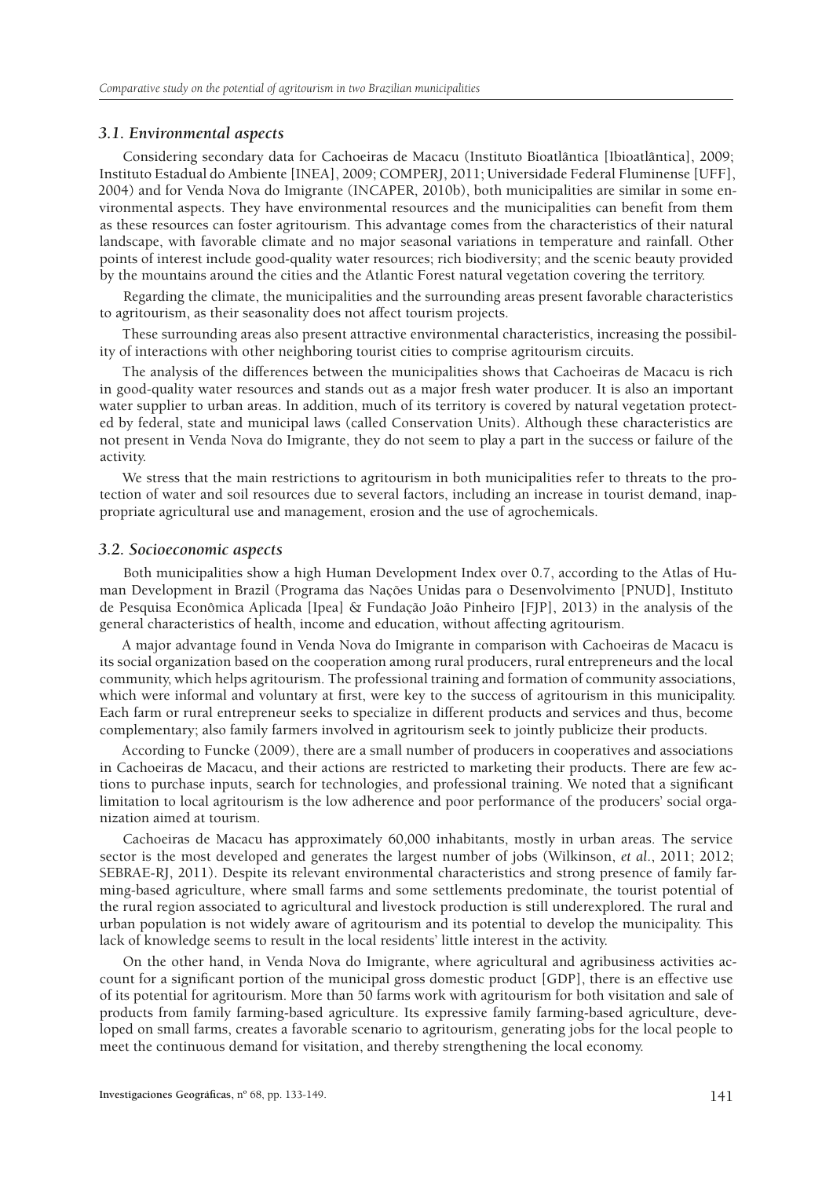### *3.1. Environmental aspects*

Considering secondary data for Cachoeiras de Macacu (Instituto Bioatlântica [Ibioatlântica], 2009; Instituto Estadual do Ambiente [INEA], 2009; COMPERJ, 2011; Universidade Federal Fluminense [UFF], 2004) and for Venda Nova do Imigrante (INCAPER, 2010b), both municipalities are similar in some environmental aspects. They have environmental resources and the municipalities can benefit from them as these resources can foster agritourism. This advantage comes from the characteristics of their natural landscape, with favorable climate and no major seasonal variations in temperature and rainfall. Other points of interest include good-quality water resources; rich biodiversity; and the scenic beauty provided by the mountains around the cities and the Atlantic Forest natural vegetation covering the territory.

Regarding the climate, the municipalities and the surrounding areas present favorable characteristics to agritourism, as their seasonality does not affect tourism projects.

These surrounding areas also present attractive environmental characteristics, increasing the possibility of interactions with other neighboring tourist cities to comprise agritourism circuits.

The analysis of the differences between the municipalities shows that Cachoeiras de Macacu is rich in good-quality water resources and stands out as a major fresh water producer. It is also an important water supplier to urban areas. In addition, much of its territory is covered by natural vegetation protected by federal, state and municipal laws (called Conservation Units). Although these characteristics are not present in Venda Nova do Imigrante, they do not seem to play a part in the success or failure of the activity.

We stress that the main restrictions to agritourism in both municipalities refer to threats to the protection of water and soil resources due to several factors, including an increase in tourist demand, inappropriate agricultural use and management, erosion and the use of agrochemicals.

### *3.2. Socioeconomic aspects*

Both municipalities show a high Human Development Index over 0.7, according to the Atlas of Human Development in Brazil (Programa das Nações Unidas para o Desenvolvimento [PNUD], Instituto de Pesquisa Econômica Aplicada [Ipea] & Fundação João Pinheiro [FJP], 2013) in the analysis of the general characteristics of health, income and education, without affecting agritourism.

A major advantage found in Venda Nova do Imigrante in comparison with Cachoeiras de Macacu is its social organization based on the cooperation among rural producers, rural entrepreneurs and the local community, which helps agritourism. The professional training and formation of community associations, which were informal and voluntary at first, were key to the success of agritourism in this municipality. Each farm or rural entrepreneur seeks to specialize in different products and services and thus, become complementary; also family farmers involved in agritourism seek to jointly publicize their products.

According to Funcke (2009), there are a small number of producers in cooperatives and associations in Cachoeiras de Macacu, and their actions are restricted to marketing their products. There are few actions to purchase inputs, search for technologies, and professional training. We noted that a significant limitation to local agritourism is the low adherence and poor performance of the producers' social organization aimed at tourism.

Cachoeiras de Macacu has approximately 60,000 inhabitants, mostly in urban areas. The service sector is the most developed and generates the largest number of jobs (Wilkinson, *et al*., 2011; 2012; SEBRAE-RJ, 2011). Despite its relevant environmental characteristics and strong presence of family farming-based agriculture, where small farms and some settlements predominate, the tourist potential of the rural region associated to agricultural and livestock production is still underexplored. The rural and urban population is not widely aware of agritourism and its potential to develop the municipality. This lack of knowledge seems to result in the local residents' little interest in the activity.

On the other hand, in Venda Nova do Imigrante, where agricultural and agribusiness activities account for a significant portion of the municipal gross domestic product [GDP], there is an effective use of its potential for agritourism. More than 50 farms work with agritourism for both visitation and sale of products from family farming-based agriculture. Its expressive family farming-based agriculture, developed on small farms, creates a favorable scenario to agritourism, generating jobs for the local people to meet the continuous demand for visitation, and thereby strengthening the local economy.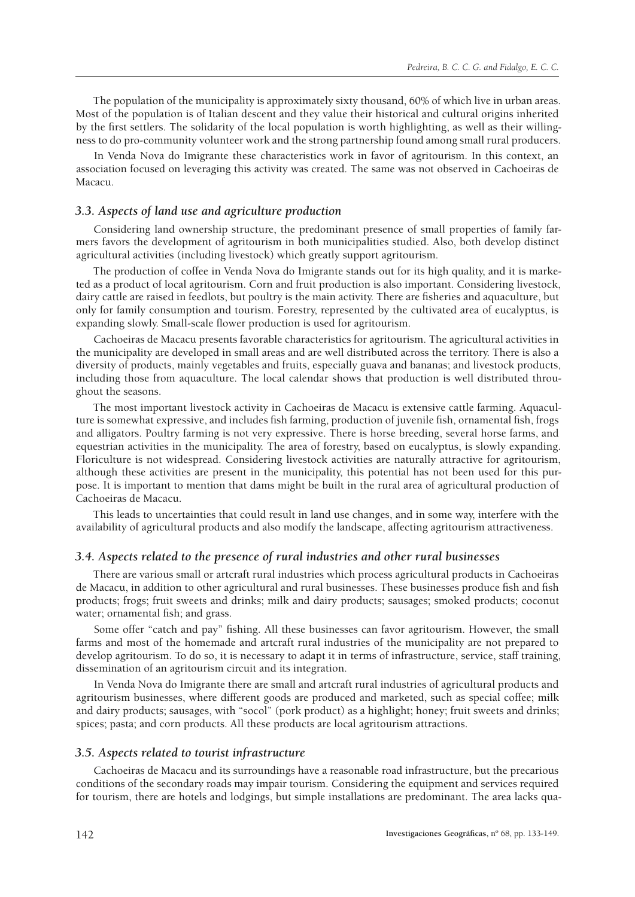The population of the municipality is approximately sixty thousand, 60% of which live in urban areas. Most of the population is of Italian descent and they value their historical and cultural origins inherited by the first settlers. The solidarity of the local population is worth highlighting, as well as their willingness to do pro-community volunteer work and the strong partnership found among small rural producers.

In Venda Nova do Imigrante these characteristics work in favor of agritourism. In this context, an association focused on leveraging this activity was created. The same was not observed in Cachoeiras de Macacu.

### *3.3. Aspects of land use and agriculture production*

Considering land ownership structure, the predominant presence of small properties of family farmers favors the development of agritourism in both municipalities studied. Also, both develop distinct agricultural activities (including livestock) which greatly support agritourism.

The production of coffee in Venda Nova do Imigrante stands out for its high quality, and it is marketed as a product of local agritourism. Corn and fruit production is also important. Considering livestock, dairy cattle are raised in feedlots, but poultry is the main activity. There are fisheries and aquaculture, but only for family consumption and tourism. Forestry, represented by the cultivated area of eucalyptus, is expanding slowly. Small-scale flower production is used for agritourism.

Cachoeiras de Macacu presents favorable characteristics for agritourism. The agricultural activities in the municipality are developed in small areas and are well distributed across the territory. There is also a diversity of products, mainly vegetables and fruits, especially guava and bananas; and livestock products, including those from aquaculture. The local calendar shows that production is well distributed throughout the seasons.

The most important livestock activity in Cachoeiras de Macacu is extensive cattle farming. Aquaculture is somewhat expressive, and includes fish farming, production of juvenile fish, ornamental fish, frogs and alligators. Poultry farming is not very expressive. There is horse breeding, several horse farms, and equestrian activities in the municipality. The area of forestry, based on eucalyptus, is slowly expanding. Floriculture is not widespread. Considering livestock activities are naturally attractive for agritourism, although these activities are present in the municipality, this potential has not been used for this purpose. It is important to mention that dams might be built in the rural area of agricultural production of Cachoeiras de Macacu.

This leads to uncertainties that could result in land use changes, and in some way, interfere with the availability of agricultural products and also modify the landscape, affecting agritourism attractiveness.

### *3.4. Aspects related to the presence of rural industries and other rural businesses*

There are various small or artcraft rural industries which process agricultural products in Cachoeiras de Macacu, in addition to other agricultural and rural businesses. These businesses produce fish and fish products; frogs; fruit sweets and drinks; milk and dairy products; sausages; smoked products; coconut water; ornamental fish; and grass.

Some offer "catch and pay" fishing. All these businesses can favor agritourism. However, the small farms and most of the homemade and artcraft rural industries of the municipality are not prepared to develop agritourism. To do so, it is necessary to adapt it in terms of infrastructure, service, staff training, dissemination of an agritourism circuit and its integration.

In Venda Nova do Imigrante there are small and artcraft rural industries of agricultural products and agritourism businesses, where different goods are produced and marketed, such as special coffee; milk and dairy products; sausages, with "socol" (pork product) as a highlight; honey; fruit sweets and drinks; spices; pasta; and corn products. All these products are local agritourism attractions.

### *3.5. Aspects related to tourist infrastructure*

Cachoeiras de Macacu and its surroundings have a reasonable road infrastructure, but the precarious conditions of the secondary roads may impair tourism. Considering the equipment and services required for tourism, there are hotels and lodgings, but simple installations are predominant. The area lacks qua-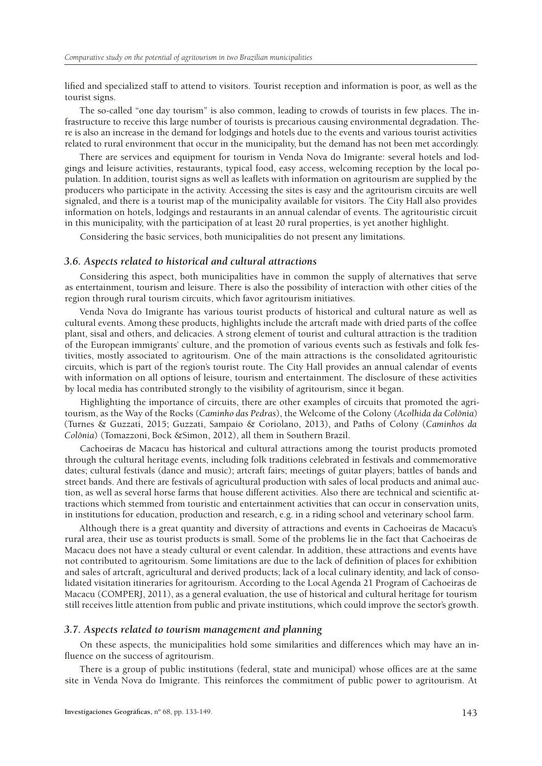lified and specialized staff to attend to visitors. Tourist reception and information is poor, as well as the tourist signs.

The so-called "one day tourism" is also common, leading to crowds of tourists in few places. The infrastructure to receive this large number of tourists is precarious causing environmental degradation. There is also an increase in the demand for lodgings and hotels due to the events and various tourist activities related to rural environment that occur in the municipality, but the demand has not been met accordingly.

There are services and equipment for tourism in Venda Nova do Imigrante: several hotels and lodgings and leisure activities, restaurants, typical food, easy access, welcoming reception by the local population. In addition, tourist signs as well as leaflets with information on agritourism are supplied by the producers who participate in the activity. Accessing the sites is easy and the agritourism circuits are well signaled, and there is a tourist map of the municipality available for visitors. The City Hall also provides information on hotels, lodgings and restaurants in an annual calendar of events. The agritouristic circuit in this municipality, with the participation of at least 20 rural properties, is yet another highlight.

Considering the basic services, both municipalities do not present any limitations.

### *3.6. Aspects related to historical and cultural attractions*

Considering this aspect, both municipalities have in common the supply of alternatives that serve as entertainment, tourism and leisure. There is also the possibility of interaction with other cities of the region through rural tourism circuits, which favor agritourism initiatives.

Venda Nova do Imigrante has various tourist products of historical and cultural nature as well as cultural events. Among these products, highlights include the artcraft made with dried parts of the coffee plant, sisal and others, and delicacies. A strong element of tourist and cultural attraction is the tradition of the European immigrants' culture, and the promotion of various events such as festivals and folk festivities, mostly associated to agritourism. One of the main attractions is the consolidated agritouristic circuits, which is part of the region's tourist route. The City Hall provides an annual calendar of events with information on all options of leisure, tourism and entertainment. The disclosure of these activities by local media has contributed strongly to the visibility of agritourism, since it began.

Highlighting the importance of circuits, there are other examples of circuits that promoted the agritourism, as the Way of the Rocks (*Caminho das Pedras*), the Welcome of the Colony (*Acolhida da Colônia*) (Turnes & Guzzati, 2015; Guzzati, Sampaio & Coriolano, 2013), and Paths of Colony (*Caminhos da Colônia*) (Tomazzoni, Bock &Simon, 2012), all them in Southern Brazil.

Cachoeiras de Macacu has historical and cultural attractions among the tourist products promoted through the cultural heritage events, including folk traditions celebrated in festivals and commemorative dates; cultural festivals (dance and music); artcraft fairs; meetings of guitar players; battles of bands and street bands. And there are festivals of agricultural production with sales of local products and animal auction, as well as several horse farms that house different activities. Also there are technical and scientific attractions which stemmed from touristic and entertainment activities that can occur in conservation units, in institutions for education, production and research, e.g. in a riding school and veterinary school farm.

Although there is a great quantity and diversity of attractions and events in Cachoeiras de Macacu's rural area, their use as tourist products is small. Some of the problems lie in the fact that Cachoeiras de Macacu does not have a steady cultural or event calendar. In addition, these attractions and events have not contributed to agritourism. Some limitations are due to the lack of definition of places for exhibition and sales of artcraft, agricultural and derived products; lack of a local culinary identity, and lack of consolidated visitation itineraries for agritourism. According to the Local Agenda 21 Program of Cachoeiras de Macacu (COMPERJ, 2011), as a general evaluation, the use of historical and cultural heritage for tourism still receives little attention from public and private institutions, which could improve the sector's growth.

### *3.7. Aspects related to tourism management and planning*

On these aspects, the municipalities hold some similarities and differences which may have an influence on the success of agritourism.

There is a group of public institutions (federal, state and municipal) whose offices are at the same site in Venda Nova do Imigrante. This reinforces the commitment of public power to agritourism. At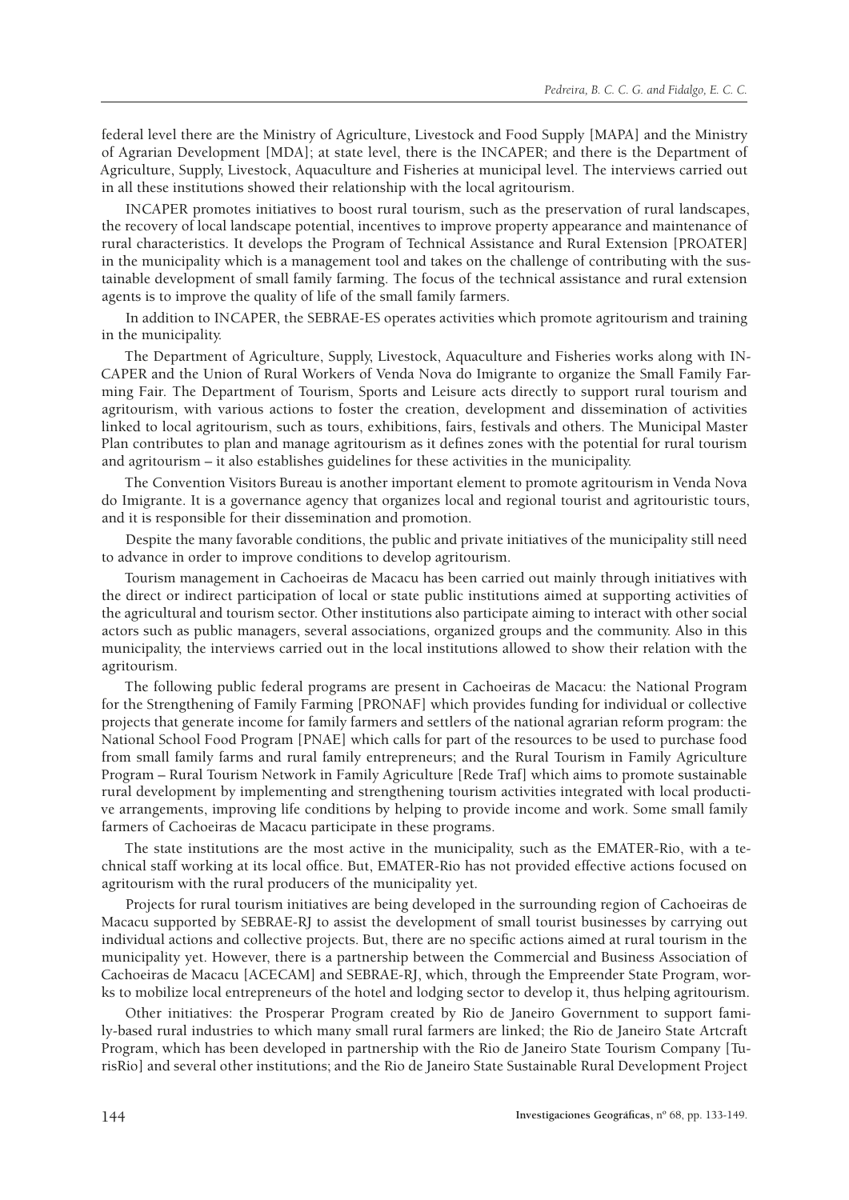federal level there are the Ministry of Agriculture, Livestock and Food Supply [MAPA] and the Ministry of Agrarian Development [MDA]; at state level, there is the INCAPER; and there is the Department of Agriculture, Supply, Livestock, Aquaculture and Fisheries at municipal level. The interviews carried out in all these institutions showed their relationship with the local agritourism.

INCAPER promotes initiatives to boost rural tourism, such as the preservation of rural landscapes, the recovery of local landscape potential, incentives to improve property appearance and maintenance of rural characteristics. It develops the Program of Technical Assistance and Rural Extension [PROATER] in the municipality which is a management tool and takes on the challenge of contributing with the sustainable development of small family farming. The focus of the technical assistance and rural extension agents is to improve the quality of life of the small family farmers.

In addition to INCAPER, the SEBRAE-ES operates activities which promote agritourism and training in the municipality.

The Department of Agriculture, Supply, Livestock, Aquaculture and Fisheries works along with INCAPER and the Union of Rural Workers of Venda Nova do Imigrante to organize the Small Family Farming Fair. The Department of Tourism, Sports and Leisure acts directly to support rural tourism and agritourism, with various actions to foster the creation, development and dissemination of activities linked to local agritourism, such as tours, exhibitions, fairs, festivals and others. The Municipal Master Plan contributes to plan and manage agritourism as it defines zones with the potential for rural tourism and agritourism – it also establishes guidelines for these activities in the municipality.

The Convention Visitors Bureau is another important element to promote agritourism in Venda Nova do Imigrante. It is a governance agency that organizes local and regional tourist and agritouristic tours, and it is responsible for their dissemination and promotion.

Despite the many favorable conditions, the public and private initiatives of the municipality still need to advance in order to improve conditions to develop agritourism.

Tourism management in Cachoeiras de Macacu has been carried out mainly through initiatives with the direct or indirect participation of local or state public institutions aimed at supporting activities of the agricultural and tourism sector. Other institutions also participate aiming to interact with other social actors such as public managers, several associations, organized groups and the community. Also in this municipality, the interviews carried out in the local institutions allowed to show their relation with the agritourism.

The following public federal programs are present in Cachoeiras de Macacu: the National Program for the Strengthening of Family Farming [PRONAF] which provides funding for individual or collective projects that generate income for family farmers and settlers of the national agrarian reform program: the National School Food Program [PNAE] which calls for part of the resources to be used to purchase food from small family farms and rural family entrepreneurs; and the Rural Tourism in Family Agriculture Program – Rural Tourism Network in Family Agriculture [Rede Traf] which aims to promote sustainable rural development by implementing and strengthening tourism activities integrated with local productive arrangements, improving life conditions by helping to provide income and work. Some small family farmers of Cachoeiras de Macacu participate in these programs.

The state institutions are the most active in the municipality, such as the EMATER-Rio, with a technical staff working at its local office. But, EMATER-Rio has not provided effective actions focused on agritourism with the rural producers of the municipality yet.

Projects for rural tourism initiatives are being developed in the surrounding region of Cachoeiras de Macacu supported by SEBRAE-RJ to assist the development of small tourist businesses by carrying out individual actions and collective projects. But, there are no specific actions aimed at rural tourism in the municipality yet. However, there is a partnership between the Commercial and Business Association of Cachoeiras de Macacu [ACECAM] and SEBRAE-RJ, which, through the Empreender State Program, works to mobilize local entrepreneurs of the hotel and lodging sector to develop it, thus helping agritourism.

Other initiatives: the Prosperar Program created by Rio de Janeiro Government to support family-based rural industries to which many small rural farmers are linked; the Rio de Janeiro State Artcraft Program, which has been developed in partnership with the Rio de Janeiro State Tourism Company [TurisRio] and several other institutions; and the Rio de Janeiro State Sustainable Rural Development Project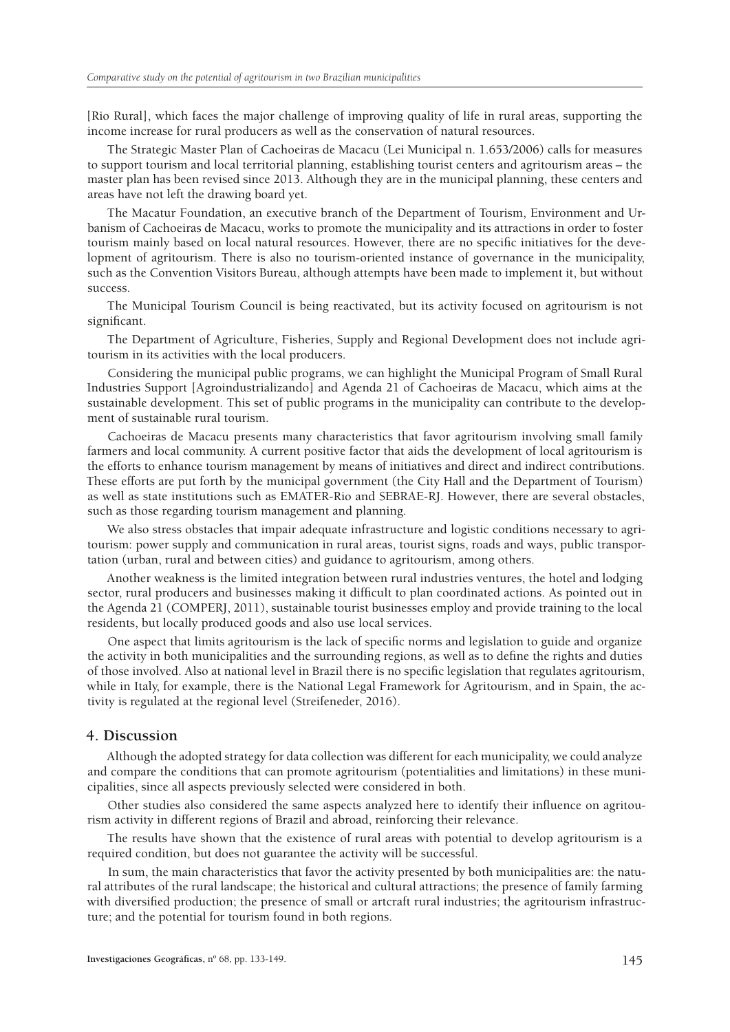[Rio Rural], which faces the major challenge of improving quality of life in rural areas, supporting the income increase for rural producers as well as the conservation of natural resources.

The Strategic Master Plan of Cachoeiras de Macacu (Lei Municipal n. 1.653/2006) calls for measures to support tourism and local territorial planning, establishing tourist centers and agritourism areas – the master plan has been revised since 2013. Although they are in the municipal planning, these centers and areas have not left the drawing board yet.

The Macatur Foundation, an executive branch of the Department of Tourism, Environment and Urbanism of Cachoeiras de Macacu, works to promote the municipality and its attractions in order to foster tourism mainly based on local natural resources. However, there are no specific initiatives for the development of agritourism. There is also no tourism-oriented instance of governance in the municipality, such as the Convention Visitors Bureau, although attempts have been made to implement it, but without success.

The Municipal Tourism Council is being reactivated, but its activity focused on agritourism is not significant.

The Department of Agriculture, Fisheries, Supply and Regional Development does not include agritourism in its activities with the local producers.

Considering the municipal public programs, we can highlight the Municipal Program of Small Rural Industries Support [Agroindustrializando] and Agenda 21 of Cachoeiras de Macacu, which aims at the sustainable development. This set of public programs in the municipality can contribute to the development of sustainable rural tourism.

Cachoeiras de Macacu presents many characteristics that favor agritourism involving small family farmers and local community. A current positive factor that aids the development of local agritourism is the efforts to enhance tourism management by means of initiatives and direct and indirect contributions. These efforts are put forth by the municipal government (the City Hall and the Department of Tourism) as well as state institutions such as EMATER-Rio and SEBRAE-RJ. However, there are several obstacles, such as those regarding tourism management and planning.

We also stress obstacles that impair adequate infrastructure and logistic conditions necessary to agritourism: power supply and communication in rural areas, tourist signs, roads and ways, public transportation (urban, rural and between cities) and guidance to agritourism, among others.

Another weakness is the limited integration between rural industries ventures, the hotel and lodging sector, rural producers and businesses making it difficult to plan coordinated actions. As pointed out in the Agenda 21 (COMPERJ, 2011), sustainable tourist businesses employ and provide training to the local residents, but locally produced goods and also use local services.

One aspect that limits agritourism is the lack of specific norms and legislation to guide and organize the activity in both municipalities and the surrounding regions, as well as to define the rights and duties of those involved. Also at national level in Brazil there is no specific legislation that regulates agritourism, while in Italy, for example, there is the National Legal Framework for Agritourism, and in Spain, the activity is regulated at the regional level (Streifeneder, 2016).

## 4. Discussion

Although the adopted strategy for data collection was different for each municipality, we could analyze and compare the conditions that can promote agritourism (potentialities and limitations) in these municipalities, since all aspects previously selected were considered in both.

Other studies also considered the same aspects analyzed here to identify their influence on agritourism activity in different regions of Brazil and abroad, reinforcing their relevance.

The results have shown that the existence of rural areas with potential to develop agritourism is a required condition, but does not guarantee the activity will be successful.

In sum, the main characteristics that favor the activity presented by both municipalities are: the natural attributes of the rural landscape; the historical and cultural attractions; the presence of family farming with diversified production; the presence of small or artcraft rural industries; the agritourism infrastructure; and the potential for tourism found in both regions.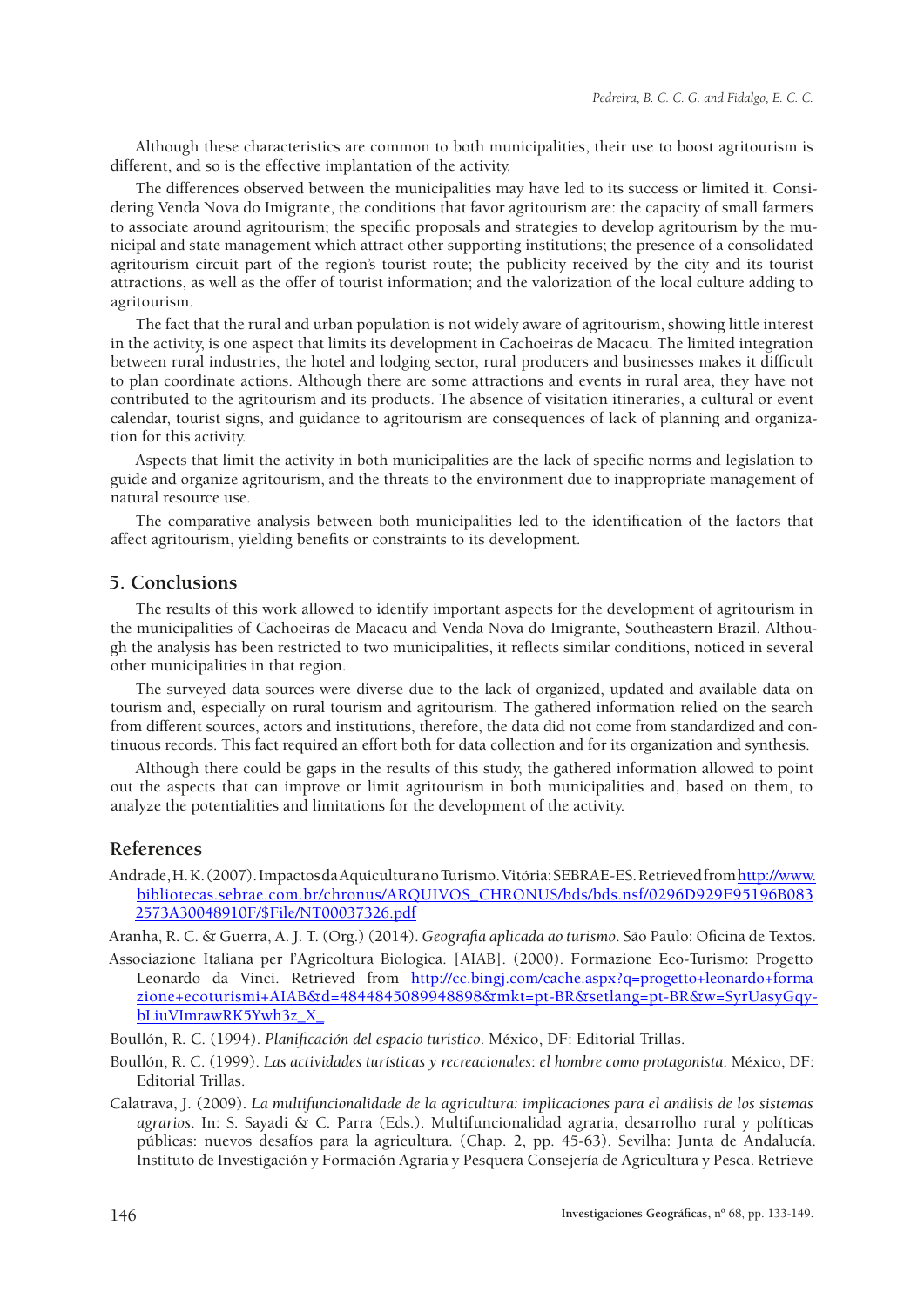Although these characteristics are common to both municipalities, their use to boost agritourism is different, and so is the effective implantation of the activity.

The differences observed between the municipalities may have led to its success or limited it. Considering Venda Nova do Imigrante, the conditions that favor agritourism are: the capacity of small farmers to associate around agritourism; the specific proposals and strategies to develop agritourism by the municipal and state management which attract other supporting institutions; the presence of a consolidated agritourism circuit part of the region's tourist route; the publicity received by the city and its tourist attractions, as well as the offer of tourist information; and the valorization of the local culture adding to agritourism.

The fact that the rural and urban population is not widely aware of agritourism, showing little interest in the activity, is one aspect that limits its development in Cachoeiras de Macacu. The limited integration between rural industries, the hotel and lodging sector, rural producers and businesses makes it difficult to plan coordinate actions. Although there are some attractions and events in rural area, they have not contributed to the agritourism and its products. The absence of visitation itineraries, a cultural or event calendar, tourist signs, and guidance to agritourism are consequences of lack of planning and organization for this activity.

Aspects that limit the activity in both municipalities are the lack of specific norms and legislation to guide and organize agritourism, and the threats to the environment due to inappropriate management of natural resource use.

The comparative analysis between both municipalities led to the identification of the factors that affect agritourism, yielding benefits or constraints to its development.

## 5. Conclusions

The results of this work allowed to identify important aspects for the development of agritourism in the municipalities of Cachoeiras de Macacu and Venda Nova do Imigrante, Southeastern Brazil. Although the analysis has been restricted to two municipalities, it reflects similar conditions, noticed in several other municipalities in that region.

The surveyed data sources were diverse due to the lack of organized, updated and available data on tourism and, especially on rural tourism and agritourism. The gathered information relied on the search from different sources, actors and institutions, therefore, the data did not come from standardized and continuous records. This fact required an effort both for data collection and for its organization and synthesis.

Although there could be gaps in the results of this study, the gathered information allowed to point out the aspects that can improve or limit agritourism in both municipalities and, based on them, to analyze the potentialities and limitations for the development of the activity.

## References

Andrade, H. K. (2007). Impactos da Aquicultura no Turismo. Vitória: SEBRAE-ES. Retrieved from http://www.bibliotecas.sebrae.com.br/chronus/ARQUIVOS_CHRONUS/bds/bds.nsf/0296D929E95196B0832573A30048910F/$File/NT00037326.pdf

Aranha, R. C. & Guerra, A. J. T. (Org.) (2014). *Geografia aplicada ao turismo*. São Paulo: Oficina de Textos.

Associazione Italiana per l'Agricoltura Biologica. [AIAB]. (2000). Formazione Eco-Turismo: Progetto Leonardo da Vinci. Retrieved from http://cc.bingj.com/cache.aspx?q=progetto+leonardo+formazione+ecoturismi+AIAB&d=4844845089948898&mkt=pt-BR&setlang=pt-BR&w=SyrUasyGqy-bLiuVImrawRK5Ywh3z_X_

Boullón, R. C. (1994). *Planificación del espacio turistico*. México, DF: Editorial Trillas.

Boullón, R. C. (1999). *Las actividades turísticas y recreacionales*: *el hombre como protagonista*. México, DF: Editorial Trillas.

Calatrava, J. (2009). *La multifuncionalidade de la agricultura: implicaciones para el análisis de los sistemas agrarios*. In: S. Sayadi & C. Parra (Eds.). Multifuncionalidad agraria, desarrolho rural y políticas públicas: nuevos desafíos para la agricultura. (Chap. 2, pp. 45-63). Sevilha: Junta de Andalucía. Instituto de Investigación y Formación Agraria y Pesquera Consejería de Agricultura y Pesca. Retrieve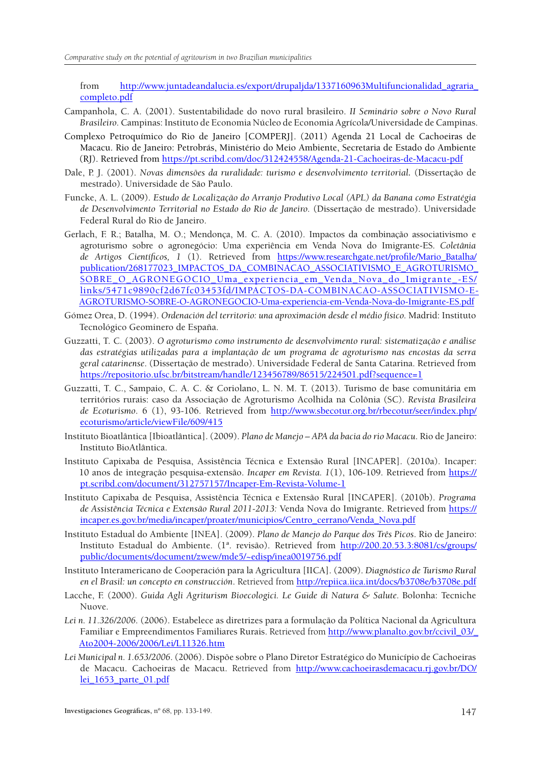from http://www.juntadeandalucia.es/export/drupaljda/1337160963Multifuncionalidad_agraria_completo.pdf

Campanhola, C. A. (2001). Sustentabilidade do novo rural brasileiro. *II Seminário sobre o Novo Rural Brasileiro.* Campinas: Instituto de Economia Núcleo de Economia Agrícola/Universidade de Campinas.

Complexo Petroquímico do Rio de Janeiro [COMPERJ]. (2011) Agenda 21 Local de Cachoeiras de Macacu. Rio de Janeiro: Petrobrás, Ministério do Meio Ambiente, Secretaria de Estado do Ambiente (RJ). Retrieved from https://pt.scribd.com/doc/312424558/Agenda-21-Cachoeiras-de-Macacu-pdf

Dale, P. J. (2001). *Novas dimensões da ruralidade: turismo e desenvolvimento territorial.* (Dissertação de mestrado). Universidade de São Paulo.

Funcke, A. L. (2009). *Estudo de Localização do Arranjo Produtivo Local (APL) da Banana como Estratégia de Desenvolvimento Territorial no Estado do Rio de Janeiro.* (Dissertação de mestrado). Universidade Federal Rural do Rio de Janeiro.

Gerlach, F. R.; Batalha, M. O.; Mendonça, M. C. A. (2010). Impactos da combinação associativismo e agroturismo sobre o agronegócio: Uma experiência em Venda Nova do Imigrante-ES. *Coletânia de Artigos Científicos, 1* (1). Retrieved from https://www.researchgate.net/profile/Mario_Batalha/publication/268177023_IMPACTOS_DA_COMBINACAO_ASSOCIATIVISMO_E_AGROTURISMO_SOBRE_O_AGRONEGOCIO_Uma_experiencia_em_Venda_Nova_do_Imigrante_-ES/links/5471c9890cf2d67fc03453fd/IMPACTOS-DA-COMBINACAO-ASSOCIATIVISMO-E-AGROTURISMO-SOBRE-O-AGRONEGOCIO-Uma-experiencia-em-Venda-Nova-do-Imigrante-ES.pdf

Gómez Orea, D. (1994). *Ordenación del territorio: una aproximación desde el médio físico.* Madrid: Instituto Tecnológico Geominero de España.

Guzzatti, T. C. (2003). *O agroturismo como instrumento de desenvolvimento rural: sistematização e análise das estratégias utilizadas para a implantação de um programa de agroturismo nas encostas da serra geral catarinense.* (Dissertação de mestrado). Universidade Federal de Santa Catarina. Retrieved from https://repositorio.ufsc.br/bitstream/handle/123456789/86515/224501.pdf?sequence=1

Guzzatti, T. C., Sampaio, C. A. C. & Coriolano, L. N. M. T. (2013). Turismo de base comunitária em territórios rurais: caso da Associação de Agroturismo Acolhida na Colônia (SC). *Revista Brasileira de Ecoturismo.* 6 (1), 93-106. Retrieved from http://www.sbecotur.org.br/rbecotur/seer/index.php/ecoturismo/article/viewFile/609/415

Instituto Bioatlântica [Ibioatlântica]. (2009). *Plano de Manejo – APA da bacia do rio Macacu.* Rio de Janeiro: Instituto BioAtlântica.

Instituto Capixaba de Pesquisa, Assistência Técnica e Extensão Rural [INCAPER]. (2010a). Incaper: 10 anos de integração pesquisa-extensão. *Incaper em Revista. 1*(1), 106-109. Retrieved from https://pt.scribd.com/document/312757157/Incaper-Em-Revista-Volume-1

Instituto Capixaba de Pesquisa, Assistência Técnica e Extensão Rural [INCAPER]. (2010b). *Programa de Assistência Técnica e Extensão Rural 2011-2013:* Venda Nova do Imigrante. Retrieved from https://incaper.es.gov.br/media/incaper/proater/municipios/Centro_cerrano/Venda_Nova.pdf

Instituto Estadual do Ambiente [INEA]. (2009). *Plano de Manejo do Parque dos Três Picos.* Rio de Janeiro: Instituto Estadual do Ambiente. (1ª. revisão). Retrieved from http://200.20.53.3:8081/cs/groups/public/documents/document/zwew/mde5/~edisp/inea0019756.pdf

Instituto Interamericano de Cooperación para la Agricultura [IICA]. (2009). *Diagnóstico de Turismo Rural en el Brasil: un concepto en construcción.* Retrieved from http://repiica.iica.int/docs/b3708e/b3708e.pdf

Lacche, F. (2000). *Guida Agli Agriturism Bioecologici. Le Guide di Natura & Salute.* Bolonha: Tecniche Nuove.

*Lei n. 11.326/2006.* (2006). Estabelece as diretrizes para a formulação da Política Nacional da Agricultura Familiar e Empreendimentos Familiares Rurais. Retrieved from http://www.planalto.gov.br/ccivil_03/_Ato2004-2006/2006/Lei/L11326.htm

*Lei Municipal n. 1.653/2006.* (2006). Dispõe sobre o Plano Diretor Estratégico do Município de Cachoeiras de Macacu. Cachoeiras de Macacu. Retrieved from http://www.cachoeirasdemacacu.rj.gov.br/DO/lei_1653_parte_01.pdf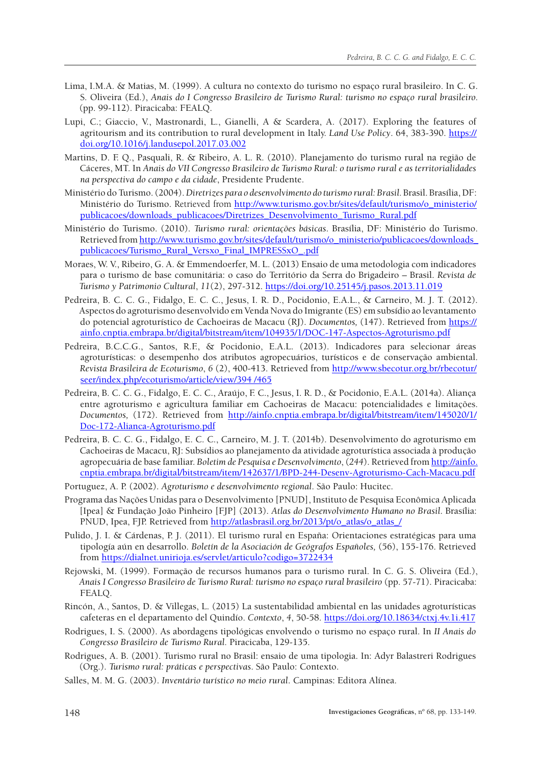Lima, I.M.A. & Matias, M. (1999). A cultura no contexto do turismo no espaço rural brasileiro. In C. G. S. Oliveira (Ed.), *Anais do I Congresso Brasileiro de Turismo Rural: turismo no espaço rural brasileiro*. (pp. 99-112). Piracicaba: FEALQ.

Lupi, C.; Giaccio, V., Mastronardi, L., Gianelli, A & Scardera, A. (2017). Exploring the features of agritourism and its contribution to rural development in Italy. *Land Use Policy*. 64, 383-390. https://doi.org/10.1016/j.landusepol.2017.03.002

Martins, D. F. Q., Pasquali, R. & Ribeiro, A. L. R. (2010). Planejamento do turismo rural na região de Cáceres, MT. In *Anais do VII Congresso Brasileiro de Turismo Rural: o turismo rural e as territorialidades na perspectiva do campo e da cidade*, Presidente Prudente.

Ministério do Turismo. (2004). *Diretrizes para o desenvolvimento do turismo rural: Brasil*. Brasil. Brasília, DF: Ministério do Turismo. Retrieved from http://www.turismo.gov.br/sites/default/turismo/o_ministerio/publicacoes/downloads_publicacoes/Diretrizes_Desenvolvimento_Turismo_Rural.pdf

Ministério do Turismo. (2010). *Turismo rural: orientações básicas*. Brasília, DF: Ministério do Turismo. Retrieved from http://www.turismo.gov.br/sites/default/turismo/o_ministerio/publicacoes/downloads_publicacoes/Turismo_Rural_Versxo_Final_IMPRESSxO_.pdf

Moraes, W. V., Ribeiro, G. A. & Emmendoerfer, M. L. (2013) Ensaio de uma metodologia com indicadores para o turismo de base comunitária: o caso do Território da Serra do Brigadeiro – Brasil. *Revista de Turismo y Patrimonio Cultural*, *11*(2), 297-312. https://doi.org/10.25145/j.pasos.2013.11.019

Pedreira, B. C. C. G., Fidalgo, E. C. C., Jesus, I. R. D., Pocidonio, E.A.L., & Carneiro, M. J. T. (2012). Aspectos do agroturismo desenvolvido em Venda Nova do Imigrante (ES) em subsídio ao levantamento do potencial agroturístico de Cachoeiras de Macacu (RJ). *Documentos,* (147). Retrieved from https://ainfo.cnptia.embrapa.br/digital/bitstream/item/104935/1/DOC-147-Aspectos-Agroturismo.pdf

Pedreira, B.C.C.G., Santos, R.F., & Pocidonio, E.A.L. (2013). Indicadores para selecionar áreas agroturísticas: o desempenho dos atributos agropecuários, turísticos e de conservação ambiental. *Revista Brasileira de Ecoturismo*, *6* (2), 400-413. Retrieved from http://www.sbecotur.org.br/rbecotur/seer/index.php/ecoturismo/article/view/394 /465

Pedreira, B. C. C. G., Fidalgo, E. C. C., Araújo, F. C., Jesus, I. R. D., & Pocidonio, E.A.L. (2014a). Aliança entre agroturismo e agricultura familiar em Cachoeiras de Macacu: potencialidades e limitações. *Documentos,* (172). Retrieved from http://ainfo.cnptia.embrapa.br/digital/bitstream/item/145020/1/Doc-172-Alianca-Agroturismo.pdf

Pedreira, B. C. C. G., Fidalgo, E. C. C., Carneiro, M. J. T. (2014b). Desenvolvimento do agroturismo em Cachoeiras de Macacu, RJ: Subsídios ao planejamento da atividade agroturística associada à produção agropecuária de base familiar. *Boletim de Pesquisa e Desenvolvimento*, (*244*). Retrieved from http://ainfo.cnptia.embrapa.br/digital/bitstream/item/142637/1/BPD-244-Desenv-Agroturismo-Cach-Macacu.pdf

Portuguez, A. P. (2002). *Agroturismo e desenvolvimento regional*. São Paulo: Hucitec.

Programa das Nações Unidas para o Desenvolvimento [PNUD], Instituto de Pesquisa Econômica Aplicada [Ipea] & Fundação João Pinheiro [FJP] (2013). *Atlas do Desenvolvimento Humano no Brasil*. Brasília: PNUD, Ipea, FJP. Retrieved from http://atlasbrasil.org.br/2013/pt/o_atlas/o_atlas_/

Pulido, J. I. & Cárdenas, P. J. (2011). El turismo rural en España: Orientaciones estratégicas para una tipología aún en desarrollo. *Boletín de la Asociación de Geógrafos Españoles,* (56), 155-176. Retrieved from https://dialnet.unirioja.es/servlet/articulo?codigo=3722434

Rejowski, M. (1999). Formação de recursos humanos para o turismo rural. In C. G. S. Oliveira (Ed.), *Anais I Congresso Brasileiro de Turismo Rural: turismo no espaço rural brasileiro* (pp. 57-71). Piracicaba: FEALQ.

Rincón, A., Santos, D. & Villegas, L. (2015) La sustentabilidad ambiental en las unidades agroturísticas cafeteras en el departamento del Quindío. *Contexto*, *4*, 50-58. https://doi.org/10.18634/ctxj.4v.1i.417

Rodrigues, I. S. (2000). As abordagens tipológicas envolvendo o turismo no espaço rural. In *II Anais do Congresso Brasileiro de Turismo Rural*. Piracicaba, 129-135.

Rodrigues, A. B. (2001). Turismo rural no Brasil: ensaio de uma tipologia. In: Adyr Balastreri Rodrigues (Org.). *Turismo rural: práticas e perspectivas*. São Paulo: Contexto.

Salles, M. M. G. (2003). *Inventário turístico no meio rural*. Campinas: Editora Alínea.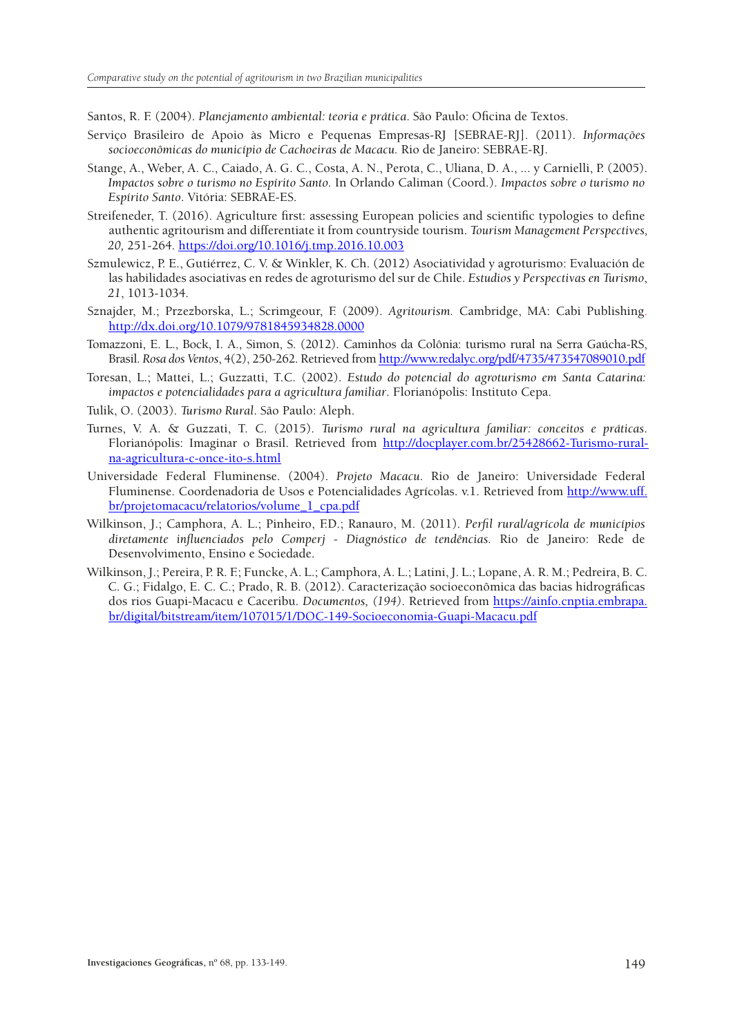Santos, R. F. (2004). *Planejamento ambiental: teoria e prática*. São Paulo: Oficina de Textos.

Serviço Brasileiro de Apoio às Micro e Pequenas Empresas-RJ [SEBRAE-RJ]. (2011). *Informações socioeconômicas do município de Cachoeiras de Macacu.* Rio de Janeiro: SEBRAE-RJ.

Stange, A., Weber, A. C., Caiado, A. G. C., Costa, A. N., Perota, C., Uliana, D. A., ... y Carnielli, P. (2005). *Impactos sobre o turismo no Espírito Santo.* In Orlando Caliman (Coord.). *Impactos sobre o turismo no Espírito Santo*. Vitória: SEBRAE-ES.

Streifeneder, T. (2016). Agriculture first: assessing European policies and scientific typologies to define authentic agritourism and differentiate it from countryside tourism. *Tourism Management Perspectives, 20,* 251-264. https://doi.org/10.1016/j.tmp.2016.10.003

Szmulewicz, P. E., Gutiérrez, C. V. & Winkler, K. Ch. (2012) Asociatividad y agroturismo: Evaluación de las habilidades asociativas en redes de agroturismo del sur de Chile. *Estudios y Perspectivas en Turismo*, *21*, 1013-1034.

Sznajder, M.; Przezborska, L.; Scrimgeour, F. (2009). *Agritourism.* Cambridge, MA: Cabi Publishing. http://dx.doi.org/10.1079/9781845934828.0000

Tomazzoni, E. L., Bock, I. A., Simon, S. (2012). Caminhos da Colônia: turismo rural na Serra Gaúcha-RS, Brasil. *Rosa dos Ventos*, 4(2), 250-262. Retrieved from http://www.redalyc.org/pdf/4735/473547089010.pdf

Toresan, L.; Mattei, L.; Guzzatti, T.C. (2002). *Estudo do potencial do agroturismo em Santa Catarina: impactos e potencialidades para a agricultura familiar*. Florianópolis: Instituto Cepa.

Tulik, O. (2003). *Turismo Rural*. São Paulo: Aleph.

Turnes, V. A. & Guzzati, T. C. (2015). *Turismo rural na agricultura familiar: conceitos e práticas*. Florianópolis: Imaginar o Brasil. Retrieved from http://docplayer.com.br/25428662-Turismo-rural-na-agricultura-c-once-ito-s.html

Universidade Federal Fluminense. (2004). *Projeto Macacu.* Rio de Janeiro: Universidade Federal Fluminense. Coordenadoria de Usos e Potencialidades Agrícolas. v.1. Retrieved from http://www.uff.br/projetomacacu/relatorios/volume_1_cpa.pdf

Wilkinson, J.; Camphora, A. L.; Pinheiro, F.D.; Ranauro, M. (2011). *Perfil rural/agrícola de municípios diretamente influenciados pelo Comperj - Diagnóstico de tendências.* Rio de Janeiro: Rede de Desenvolvimento, Ensino e Sociedade.

Wilkinson, J.; Pereira, P. R. F.; Funcke, A. L.; Camphora, A. L.; Latini, J. L.; Lopane, A. R. M.; Pedreira, B. C. C. G.; Fidalgo, E. C. C.; Prado, R. B. (2012). Caracterização socioeconômica das bacias hidrográficas dos rios Guapi-Macacu e Caceribu. *Documentos, (194)*. Retrieved from https://ainfo.cnptia.embrapa.br/digital/bitstream/item/107015/1/DOC-149-Socioeconomia-Guapi-Macacu.pdf